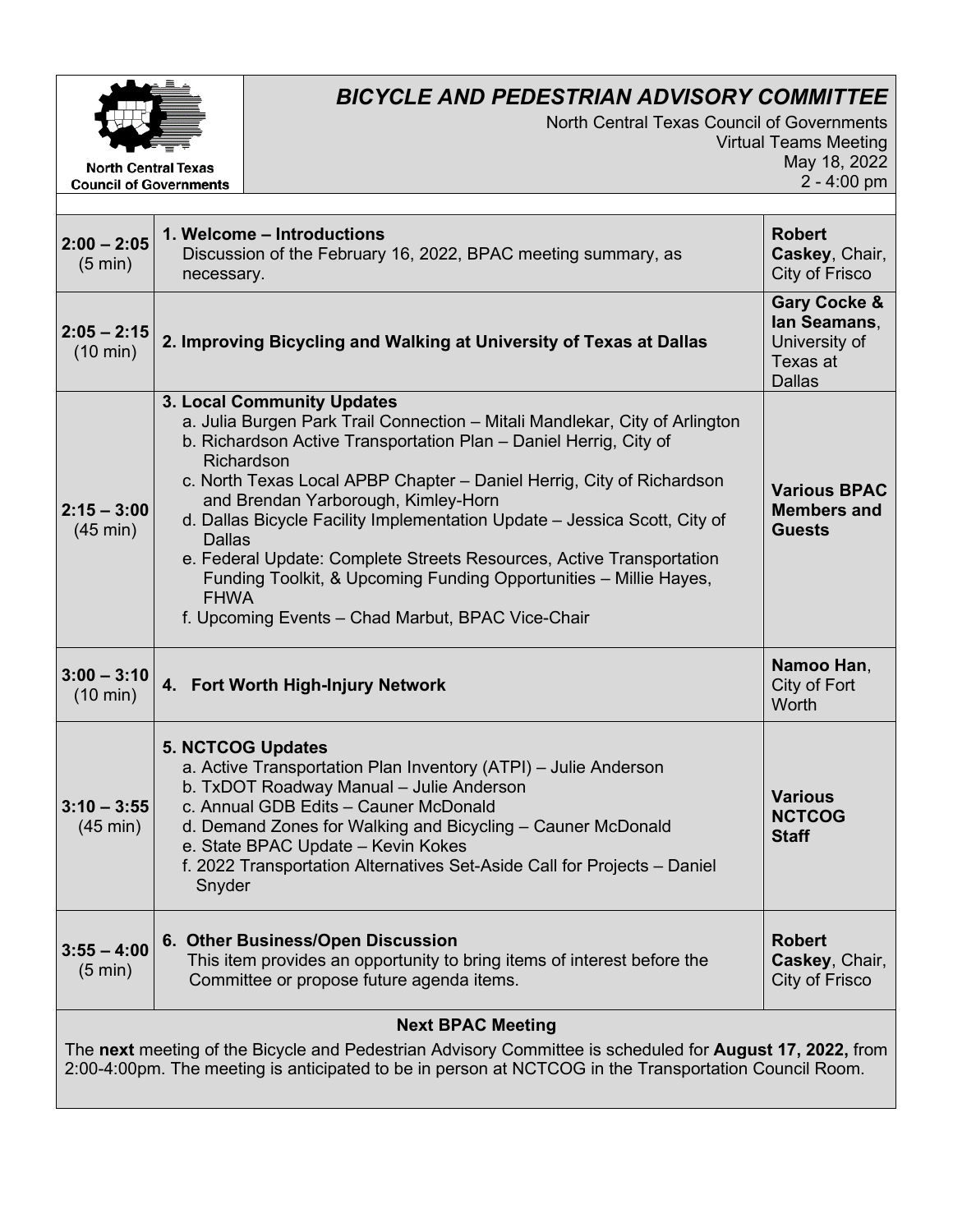North Central Texas Council of Governments

# *BICYCLE AND PEDESTRIAN ADVISORY COMMITTEE*

North Central Texas Council of Governments
Virtual Teams Meeting
May 18, 2022
2 - 4:00 pm

| Time | Item | Presenter |
|---|---|---|
| **2:00 – 2:05** (5 min) | **1. Welcome – Introductions**<br>Discussion of the February 16, 2022, BPAC meeting summary, as necessary. | **Robert Caskey**, Chair, City of Frisco |
| **2:05 – 2:15** (10 min) | **2. Improving Bicycling and Walking at University of Texas at Dallas** | **Gary Cocke & Ian Seamans**, University of Texas at Dallas |
| **2:15 – 3:00** (45 min) | **3. Local Community Updates**<br>a. Julia Burgen Park Trail Connection – Mitali Mandlekar, City of Arlington<br>b. Richardson Active Transportation Plan – Daniel Herrig, City of Richardson<br>c. North Texas Local APBP Chapter – Daniel Herrig, City of Richardson and Brendan Yarborough, Kimley-Horn<br>d. Dallas Bicycle Facility Implementation Update – Jessica Scott, City of Dallas<br>e. Federal Update: Complete Streets Resources, Active Transportation Funding Toolkit, & Upcoming Funding Opportunities – Millie Hayes, FHWA<br>f. Upcoming Events – Chad Marbut, BPAC Vice-Chair | **Various BPAC Members and Guests** |
| **3:00 – 3:10** (10 min) | **4. Fort Worth High-Injury Network** | **Namoo Han**, City of Fort Worth |
| **3:10 – 3:55** (45 min) | **5. NCTCOG Updates**<br>a. Active Transportation Plan Inventory (ATPI) – Julie Anderson<br>b. TxDOT Roadway Manual – Julie Anderson<br>c. Annual GDB Edits – Cauner McDonald<br>d. Demand Zones for Walking and Bicycling – Cauner McDonald<br>e. State BPAC Update – Kevin Kokes<br>f. 2022 Transportation Alternatives Set-Aside Call for Projects – Daniel Snyder | **Various NCTCOG Staff** |
| **3:55 – 4:00** (5 min) | **6. Other Business/Open Discussion**<br>This item provides an opportunity to bring items of interest before the Committee or propose future agenda items. | **Robert Caskey**, Chair, City of Frisco |

**Next BPAC Meeting**

The **next** meeting of the Bicycle and Pedestrian Advisory Committee is scheduled for **August 17, 2022,** from 2:00-4:00pm. The meeting is anticipated to be in person at NCTCOG in the Transportation Council Room.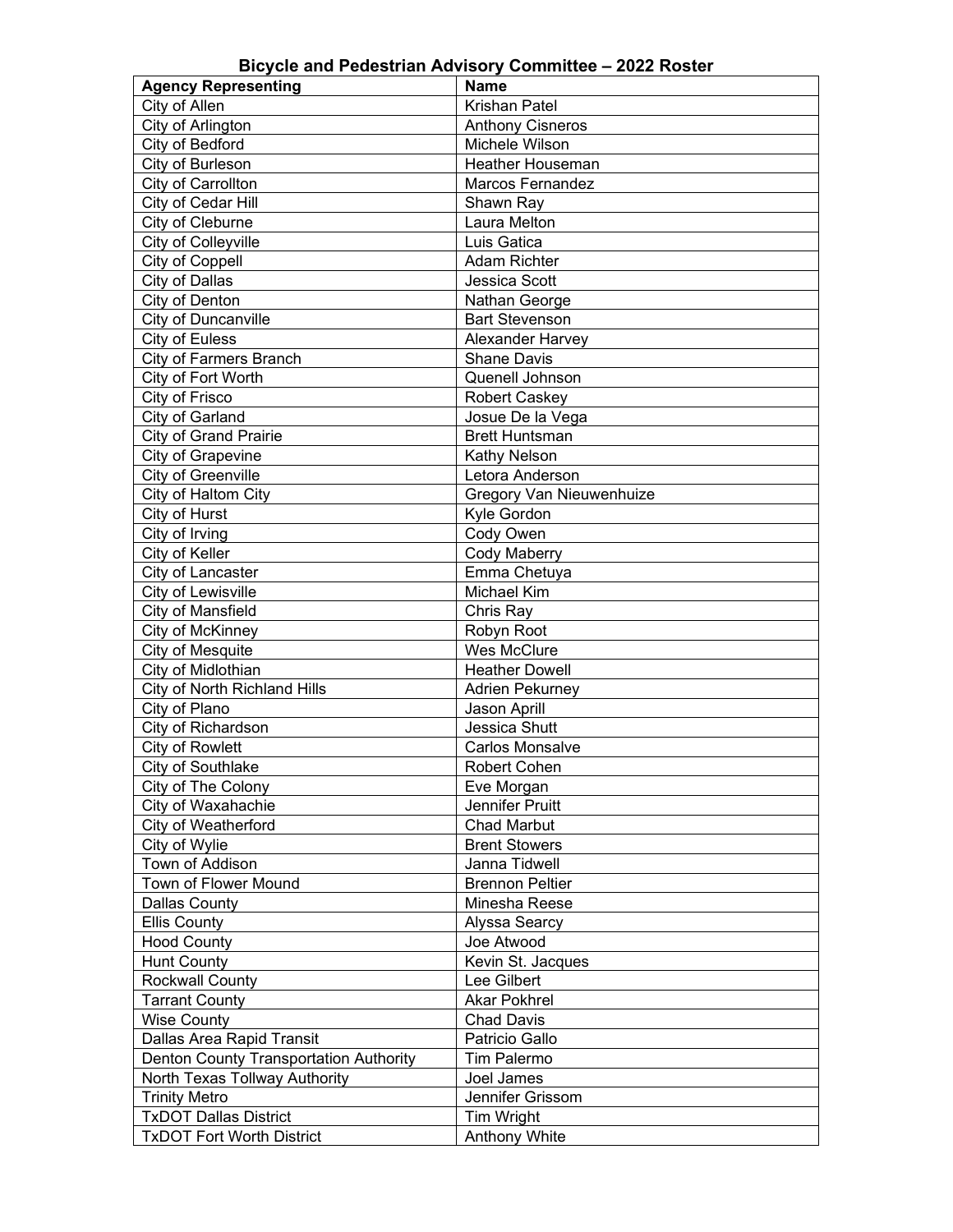# Bicycle and Pedestrian Advisory Committee – 2022 Roster

| Agency Representing | Name |
| --- | --- |
| City of Allen | Krishan Patel |
| City of Arlington | Anthony Cisneros |
| City of Bedford | Michele Wilson |
| City of Burleson | Heather Houseman |
| City of Carrollton | Marcos Fernandez |
| City of Cedar Hill | Shawn Ray |
| City of Cleburne | Laura Melton |
| City of Colleyville | Luis Gatica |
| City of Coppell | Adam Richter |
| City of Dallas | Jessica Scott |
| City of Denton | Nathan George |
| City of Duncanville | Bart Stevenson |
| City of Euless | Alexander Harvey |
| City of Farmers Branch | Shane Davis |
| City of Fort Worth | Quenell Johnson |
| City of Frisco | Robert Caskey |
| City of Garland | Josue De la Vega |
| City of Grand Prairie | Brett Huntsman |
| City of Grapevine | Kathy Nelson |
| City of Greenville | Letora Anderson |
| City of Haltom City | Gregory Van Nieuwenhuize |
| City of Hurst | Kyle Gordon |
| City of Irving | Cody Owen |
| City of Keller | Cody Maberry |
| City of Lancaster | Emma Chetuya |
| City of Lewisville | Michael Kim |
| City of Mansfield | Chris Ray |
| City of McKinney | Robyn Root |
| City of Mesquite | Wes McClure |
| City of Midlothian | Heather Dowell |
| City of North Richland Hills | Adrien Pekurney |
| City of Plano | Jason Aprill |
| City of Richardson | Jessica Shutt |
| City of Rowlett | Carlos Monsalve |
| City of Southlake | Robert Cohen |
| City of The Colony | Eve Morgan |
| City of Waxahachie | Jennifer Pruitt |
| City of Weatherford | Chad Marbut |
| City of Wylie | Brent Stowers |
| Town of Addison | Janna Tidwell |
| Town of Flower Mound | Brennon Peltier |
| Dallas County | Minesha Reese |
| Ellis County | Alyssa Searcy |
| Hood County | Joe Atwood |
| Hunt County | Kevin St. Jacques |
| Rockwall County | Lee Gilbert |
| Tarrant County | Akar Pokhrel |
| Wise County | Chad Davis |
| Dallas Area Rapid Transit | Patricio Gallo |
| Denton County Transportation Authority | Tim Palermo |
| North Texas Tollway Authority | Joel James |
| Trinity Metro | Jennifer Grissom |
| TxDOT Dallas District | Tim Wright |
| TxDOT Fort Worth District | Anthony White |